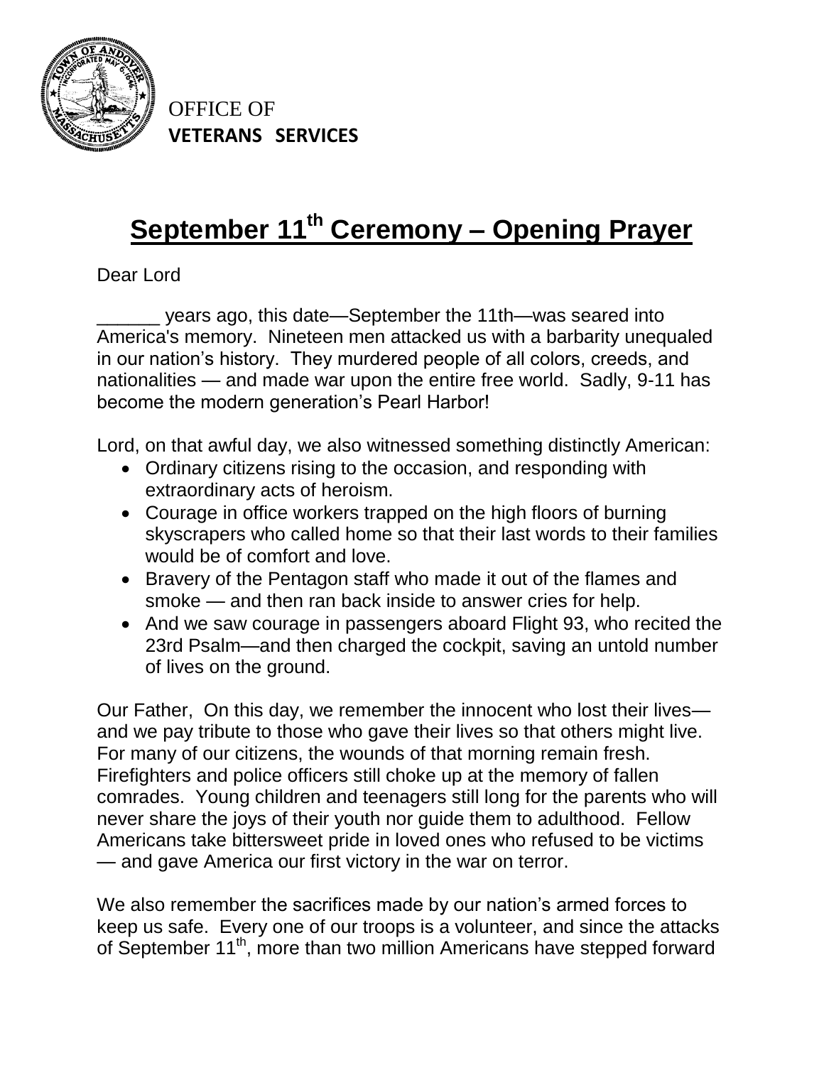OFFICE OF
**VETERANS SERVICES**

# September 11th Ceremony – Opening Prayer

Dear Lord

\_\_\_\_\_\_ years ago, this date—September the 11th—was seared into America's memory. Nineteen men attacked us with a barbarity unequaled in our nation's history. They murdered people of all colors, creeds, and nationalities — and made war upon the entire free world. Sadly, 9-11 has become the modern generation's Pearl Harbor!

Lord, on that awful day, we also witnessed something distinctly American:

- Ordinary citizens rising to the occasion, and responding with extraordinary acts of heroism.
- Courage in office workers trapped on the high floors of burning skyscrapers who called home so that their last words to their families would be of comfort and love.
- Bravery of the Pentagon staff who made it out of the flames and smoke — and then ran back inside to answer cries for help.
- And we saw courage in passengers aboard Flight 93, who recited the 23rd Psalm—and then charged the cockpit, saving an untold number of lives on the ground.

Our Father, On this day, we remember the innocent who lost their lives—and we pay tribute to those who gave their lives so that others might live. For many of our citizens, the wounds of that morning remain fresh. Firefighters and police officers still choke up at the memory of fallen comrades. Young children and teenagers still long for the parents who will never share the joys of their youth nor guide them to adulthood. Fellow Americans take bittersweet pride in loved ones who refused to be victims — and gave America our first victory in the war on terror.

We also remember the sacrifices made by our nation's armed forces to keep us safe. Every one of our troops is a volunteer, and since the attacks of September 11th, more than two million Americans have stepped forward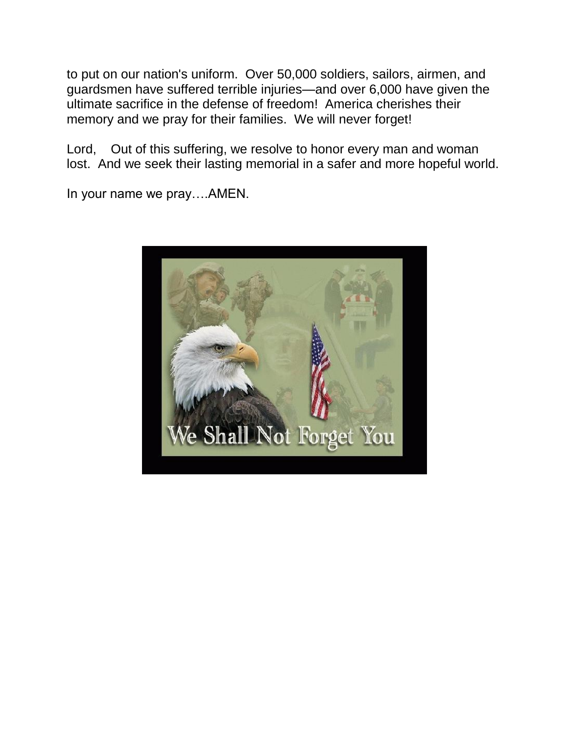to put on our nation's uniform. Over 50,000 soldiers, sailors, airmen, and guardsmen have suffered terrible injuries—and over 6,000 have given the ultimate sacrifice in the defense of freedom! America cherishes their memory and we pray for their families. We will never forget!

Lord, Out of this suffering, we resolve to honor every man and woman lost. And we seek their lasting memorial in a safer and more hopeful world.

In your name we pray….AMEN.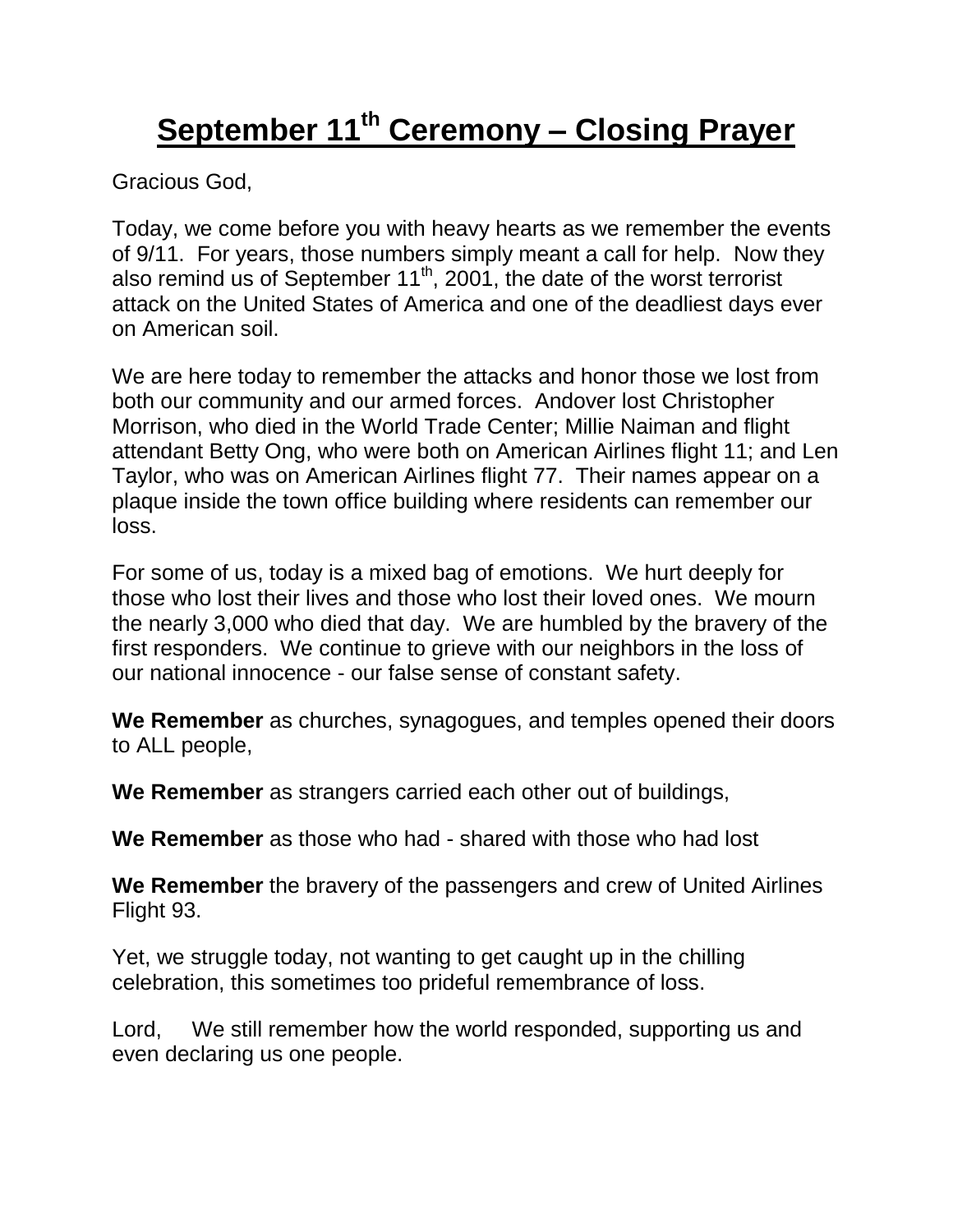# **September 11th Ceremony – Closing Prayer**

Gracious God,

Today, we come before you with heavy hearts as we remember the events of 9/11. For years, those numbers simply meant a call for help. Now they also remind us of September 11th, 2001, the date of the worst terrorist attack on the United States of America and one of the deadliest days ever on American soil.

We are here today to remember the attacks and honor those we lost from both our community and our armed forces. Andover lost Christopher Morrison, who died in the World Trade Center; Millie Naiman and flight attendant Betty Ong, who were both on American Airlines flight 11; and Len Taylor, who was on American Airlines flight 77. Their names appear on a plaque inside the town office building where residents can remember our loss.

For some of us, today is a mixed bag of emotions. We hurt deeply for those who lost their lives and those who lost their loved ones. We mourn the nearly 3,000 who died that day. We are humbled by the bravery of the first responders. We continue to grieve with our neighbors in the loss of our national innocence - our false sense of constant safety.

**We Remember** as churches, synagogues, and temples opened their doors to ALL people,

**We Remember** as strangers carried each other out of buildings,

**We Remember** as those who had - shared with those who had lost

**We Remember** the bravery of the passengers and crew of United Airlines Flight 93.

Yet, we struggle today, not wanting to get caught up in the chilling celebration, this sometimes too prideful remembrance of loss.

Lord, We still remember how the world responded, supporting us and even declaring us one people.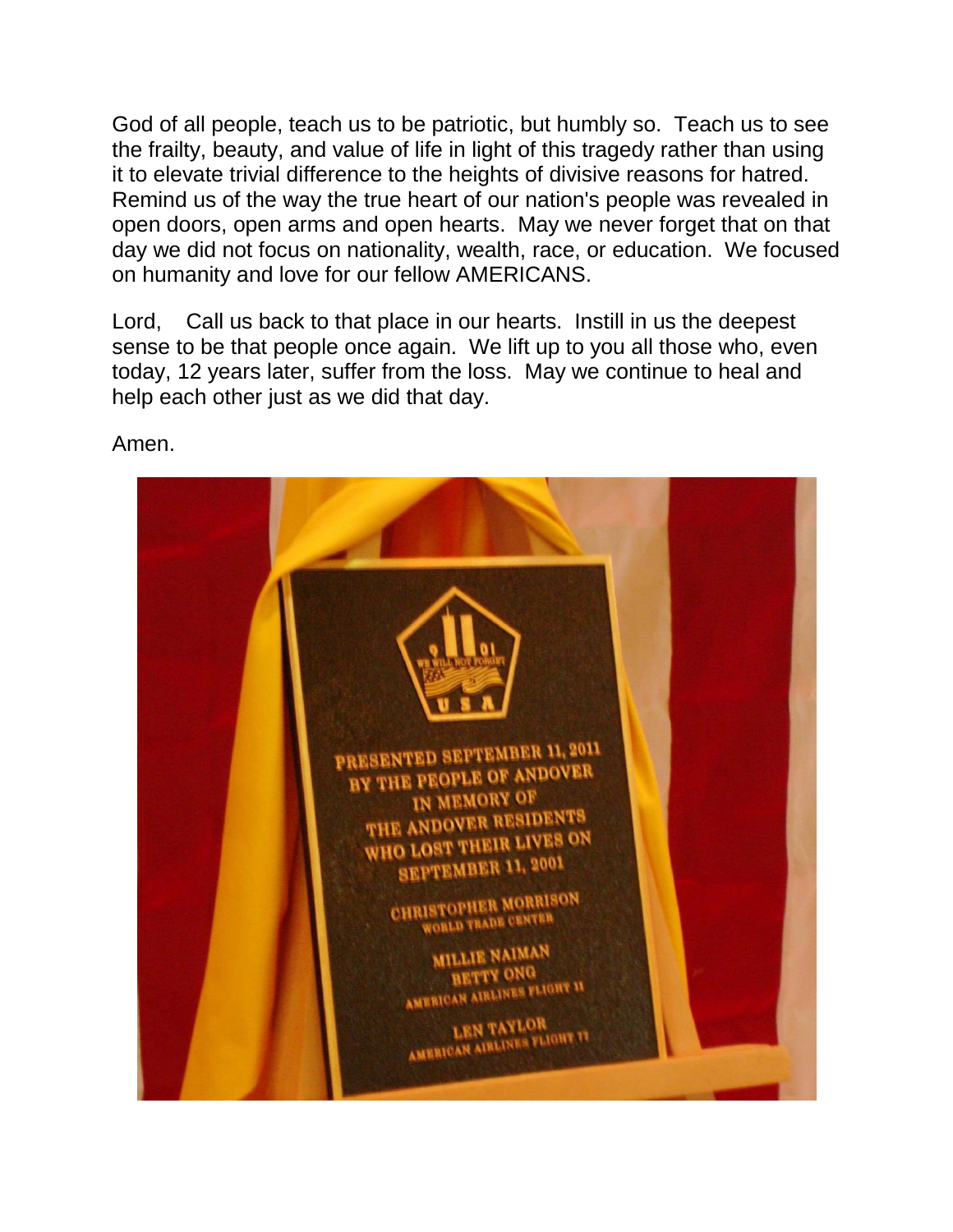God of all people, teach us to be patriotic, but humbly so. Teach us to see the frailty, beauty, and value of life in light of this tragedy rather than using it to elevate trivial difference to the heights of divisive reasons for hatred. Remind us of the way the true heart of our nation's people was revealed in open doors, open arms and open hearts. May we never forget that on that day we did not focus on nationality, wealth, race, or education. We focused on humanity and love for our fellow AMERICANS.

Lord, Call us back to that place in our hearts. Instill in us the deepest sense to be that people once again. We lift up to you all those who, even today, 12 years later, suffer from the loss. May we continue to heal and help each other just as we did that day.

Amen.